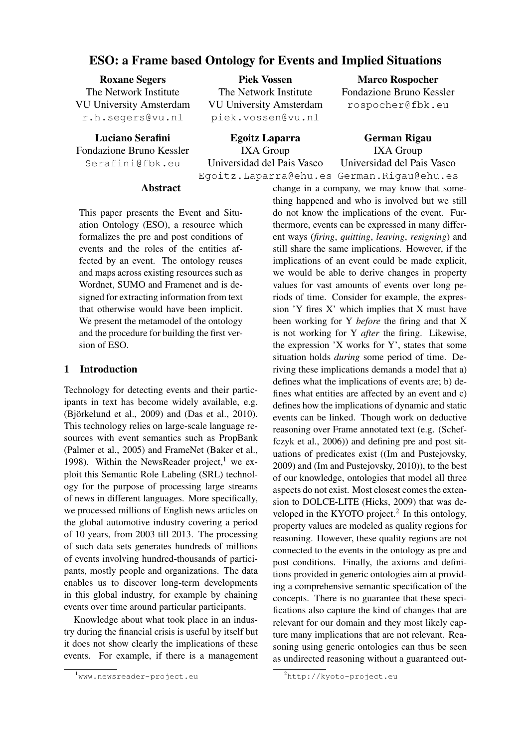# ESO: a Frame based Ontology for Events and Implied Situations

**Roxane Segers**
The Network Institute
VU University Amsterdam
r.h.segers@vu.nl

**Piek Vossen**
The Network Institute
VU University Amsterdam
piek.vossen@vu.nl

**Marco Rospocher**
Fondazione Bruno Kessler
rospocher@fbk.eu

**Luciano Serafini**
Fondazione Bruno Kessler
Serafini@fbk.eu

**Egoitz Laparra**
IXA Group
Universidad del Pais Vasco
Egoitz.Laparra@ehu.es

**German Rigau**
IXA Group
Universidad del Pais Vasco
German.Rigau@ehu.es

## Abstract

This paper presents the Event and Situation Ontology (ESO), a resource which formalizes the pre and post conditions of events and the roles of the entities affected by an event. The ontology reuses and maps across existing resources such as Wordnet, SUMO and Framenet and is designed for extracting information from text that otherwise would have been implicit. We present the metamodel of the ontology and the procedure for building the first version of ESO.

## 1 Introduction

Technology for detecting events and their participants in text has become widely available, e.g. (Björkelund et al., 2009) and (Das et al., 2010). This technology relies on large-scale language resources with event semantics such as PropBank (Palmer et al., 2005) and FrameNet (Baker et al., 1998). Within the NewsReader project,[1] we exploit this Semantic Role Labeling (SRL) technology for the purpose of processing large streams of news in different languages. More specifically, we processed millions of English news articles on the global automotive industry covering a period of 10 years, from 2003 till 2013. The processing of such data sets generates hundreds of millions of events involving hundred-thousands of participants, mostly people and organizations. The data enables us to discover long-term developments in this global industry, for example by chaining events over time around particular participants.

Knowledge about what took place in an industry during the financial crisis is useful by itself but it does not show clearly the implications of these events. For example, if there is a management change in a company, we may know that something happened and who is involved but we still do not know the implications of the event. Furthermore, events can be expressed in many different ways (*firing*, *quitting*, *leaving*, *resigning*) and still share the same implications. However, if the implications of an event could be made explicit, we would be able to derive changes in property values for vast amounts of events over long periods of time. Consider for example, the expression 'Y fires X' which implies that X must have been working for Y *before* the firing and that X is not working for Y *after* the firing. Likewise, the expression 'X works for Y', states that some situation holds *during* some period of time. Deriving these implications demands a model that a) defines what the implications of events are; b) defines what entities are affected by an event and c) defines how the implications of dynamic and static events can be linked. Though work on deductive reasoning over Frame annotated text (e.g. (Scheffczyk et al., 2006)) and defining pre and post situations of predicates exist ((Im and Pustejovsky, 2009) and (Im and Pustejovsky, 2010)), to the best of our knowledge, ontologies that model all three aspects do not exist. Most closest comes the extension to DOLCE-LITE (Hicks, 2009) that was developed in the KYOTO project.[2] In this ontology, property values are modeled as quality regions for reasoning. However, these quality regions are not connected to the events in the ontology as pre and post conditions. Finally, the axioms and definitions provided in generic ontologies aim at providing a comprehensive semantic specification of the concepts. There is no guarantee that these specifications also capture the kind of changes that are relevant for our domain and they most likely capture many implications that are not relevant. Reasoning using generic ontologies can thus be seen as undirected reasoning without a guaranteed out-

[1] www.newsreader-project.eu

[2] http://kyoto-project.eu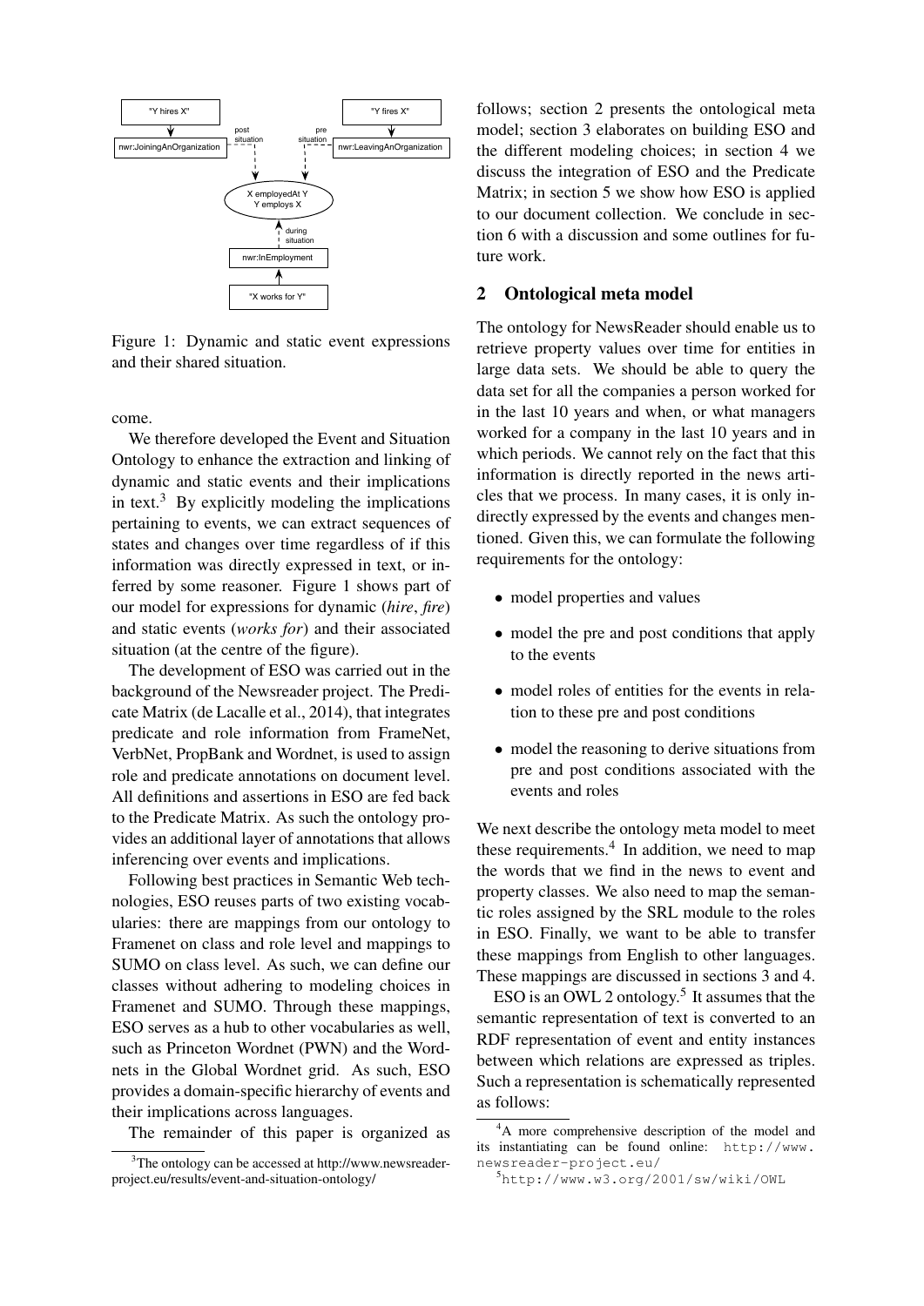Figure 1: Dynamic and static event expressions and their shared situation.

come.

We therefore developed the Event and Situation Ontology to enhance the extraction and linking of dynamic and static events and their implications in text.[3] By explicitly modeling the implications pertaining to events, we can extract sequences of states and changes over time regardless of if this information was directly expressed in text, or inferred by some reasoner. Figure 1 shows part of our model for expressions for dynamic (*hire*, *fire*) and static events (*works for*) and their associated situation (at the centre of the figure).

The development of ESO was carried out in the background of the Newsreader project. The Predicate Matrix (de Lacalle et al., 2014), that integrates predicate and role information from FrameNet, VerbNet, PropBank and Wordnet, is used to assign role and predicate annotations on document level. All definitions and assertions in ESO are fed back to the Predicate Matrix. As such the ontology provides an additional layer of annotations that allows inferencing over events and implications.

Following best practices in Semantic Web technologies, ESO reuses parts of two existing vocabularies: there are mappings from our ontology to Framenet on class and role level and mappings to SUMO on class level. As such, we can define our classes without adhering to modeling choices in Framenet and SUMO. Through these mappings, ESO serves as a hub to other vocabularies as well, such as Princeton Wordnet (PWN) and the Wordnets in the Global Wordnet grid. As such, ESO provides a domain-specific hierarchy of events and their implications across languages.

The remainder of this paper is organized as follows; section 2 presents the ontological meta model; section 3 elaborates on building ESO and the different modeling choices; in section 4 we discuss the integration of ESO and the Predicate Matrix; in section 5 we show how ESO is applied to our document collection. We conclude in section 6 with a discussion and some outlines for future work.

## 2 Ontological meta model

The ontology for NewsReader should enable us to retrieve property values over time for entities in large data sets. We should be able to query the data set for all the companies a person worked for in the last 10 years and when, or what managers worked for a company in the last 10 years and in which periods. We cannot rely on the fact that this information is directly reported in the news articles that we process. In many cases, it is only indirectly expressed by the events and changes mentioned. Given this, we can formulate the following requirements for the ontology:

- model properties and values
- model the pre and post conditions that apply to the events
- model roles of entities for the events in relation to these pre and post conditions
- model the reasoning to derive situations from pre and post conditions associated with the events and roles

We next describe the ontology meta model to meet these requirements.[4] In addition, we need to map the words that we find in the news to event and property classes. We also need to map the semantic roles assigned by the SRL module to the roles in ESO. Finally, we want to be able to transfer these mappings from English to other languages. These mappings are discussed in sections 3 and 4.

ESO is an OWL 2 ontology.[5] It assumes that the semantic representation of text is converted to an RDF representation of event and entity instances between which relations are expressed as triples. Such a representation is schematically represented as follows:

[3] The ontology can be accessed at http://www.newsreader-project.eu/results/event-and-situation-ontology/

[4] A more comprehensive description of the model and its instantiating can be found online: http://www.newsreader-project.eu/

[5] http://www.w3.org/2001/sw/wiki/OWL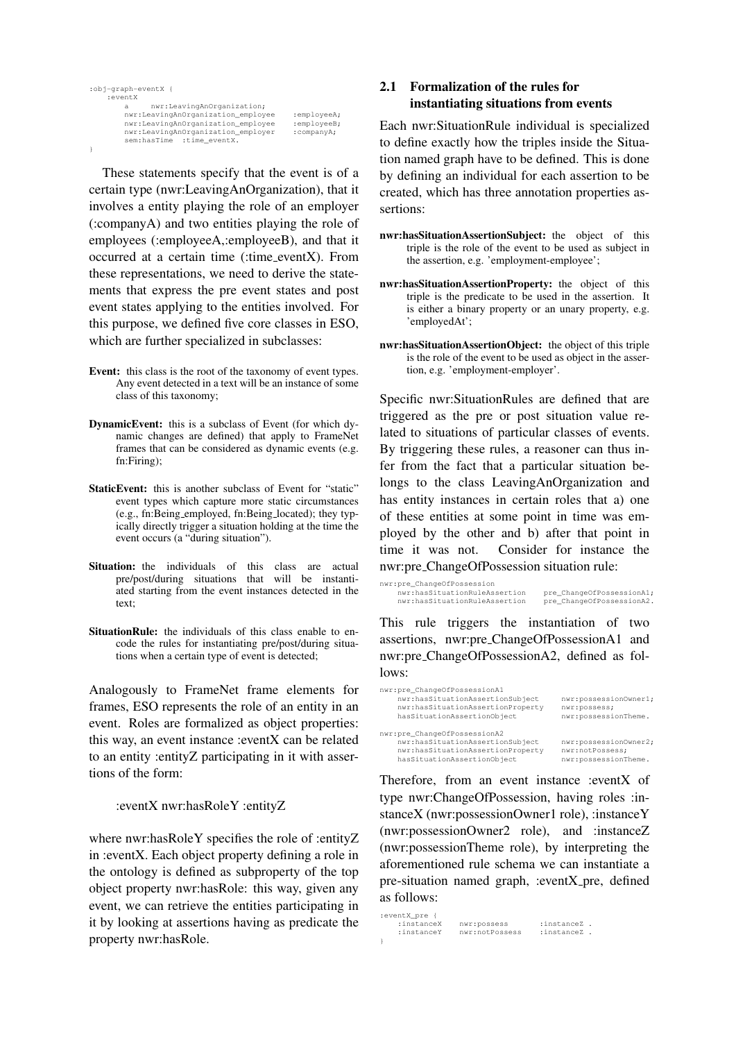```
:obj-graph-eventX {
    :eventX
        a     nwr:LeavingAnOrganization;
        nwr:LeavingAnOrganization_employee    :employeeA;
        nwr:LeavingAnOrganization_employee    :employeeB;
        nwr:LeavingAnOrganization_employer    :companyA;
        sem:hasTime  :time_eventX.
}
```

These statements specify that the event is of a certain type (nwr:LeavingAnOrganization), that it involves a entity playing the role of an employer (:companyA) and two entities playing the role of employees (:employeeA,:employeeB), and that it occurred at a certain time (:time_eventX). From these representations, we need to derive the statements that express the pre event states and post event states applying to the entities involved. For this purpose, we defined five core classes in ESO, which are further specialized in subclasses:

**Event:** this class is the root of the taxonomy of event types. Any event detected in a text will be an instance of some class of this taxonomy;

**DynamicEvent:** this is a subclass of Event (for which dynamic changes are defined) that apply to FrameNet frames that can be considered as dynamic events (e.g. fn:Firing);

**StaticEvent:** this is another subclass of Event for "static" event types which capture more static circumstances (e.g., fn:Being_employed, fn:Being_located); they typically directly trigger a situation holding at the time the event occurs (a "during situation").

**Situation:** the individuals of this class are actual pre/post/during situations that will be instantiated starting from the event instances detected in the text;

**SituationRule:** the individuals of this class enable to encode the rules for instantiating pre/post/during situations when a certain type of event is detected;

Analogously to FrameNet frame elements for frames, ESO represents the role of an entity in an event. Roles are formalized as object properties: this way, an event instance :eventX can be related to an entity :entityZ participating in it with assertions of the form:

:eventX nwr:hasRoleY :entityZ

where nwr:hasRoleY specifies the role of :entityZ in :eventX. Each object property defining a role in the ontology is defined as subproperty of the top object property nwr:hasRole: this way, given any event, we can retrieve the entities participating in it by looking at assertions having as predicate the property nwr:hasRole.

### 2.1 Formalization of the rules for instantiating situations from events

Each nwr:SituationRule individual is specialized to define exactly how the triples inside the Situation named graph have to be defined. This is done by defining an individual for each assertion to be created, which has three annotation properties assertions:

**nwr:hasSituationAssertionSubject:** the object of this triple is the role of the event to be used as subject in the assertion, e.g. 'employment-employee';

**nwr:hasSituationAssertionProperty:** the object of this triple is the predicate to be used in the assertion. It is either a binary property or an unary property, e.g. 'employedAt';

**nwr:hasSituationAssertionObject:** the object of this triple is the role of the event to be used as object in the assertion, e.g. 'employment-employer'.

Specific nwr:SituationRules are defined that are triggered as the pre or post situation value related to situations of particular classes of events. By triggering these rules, a reasoner can thus infer from the fact that a particular situation belongs to the class LeavingAnOrganization and has entity instances in certain roles that a) one of these entities at some point in time was employed by the other and b) after that point in time it was not. Consider for instance the nwr:pre_ChangeOfPossession situation rule:

```
nwr:pre_ChangeOfPossession
    nwr:hasSituationRuleAssertion    pre_ChangeOfPossessionA1;
    nwr:hasSituationRuleAssertion    pre_ChangeOfPossessionA2.
```

This rule triggers the instantiation of two assertions, nwr:pre_ChangeOfPossessionA1 and nwr:pre_ChangeOfPossessionA2, defined as follows:

```
nwr:pre_ChangeOfPossessionA1
    nwr:hasSituationAssertionSubject      nwr:possessionOwner1;
    nwr:hasSituationAssertionProperty     nwr:possess;
    hasSituationAssertionObject           nwr:possessionTheme.

nwr:pre_ChangeOfPossessionA2
    nwr:hasSituationAssertionSubject      nwr:possessionOwner2;
    nwr:hasSituationAssertionProperty     nwr:notPossess;
    hasSituationAssertionObject           nwr:possessionTheme.
```

Therefore, from an event instance :eventX of type nwr:ChangeOfPossession, having roles :instanceX (nwr:possessionOwner1 role), :instanceY (nwr:possessionOwner2 role), and :instanceZ (nwr:possessionTheme role), by interpreting the aforementioned rule schema we can instantiate a pre-situation named graph, :eventX_pre, defined as follows:

```
:eventX_pre {
    :instanceX    nwr:possess       :instanceZ .
    :instanceY    nwr:notPossess    :instanceZ .
}
```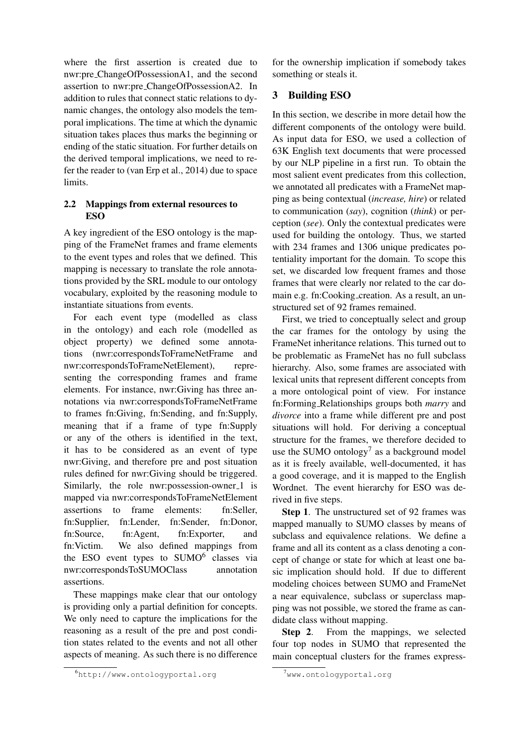where the first assertion is created due to nwr:pre_ChangeOfPossessionA1, and the second assertion to nwr:pre_ChangeOfPossessionA2. In addition to rules that connect static relations to dynamic changes, the ontology also models the temporal implications. The time at which the dynamic situation takes places thus marks the beginning or ending of the static situation. For further details on the derived temporal implications, we need to refer the reader to (van Erp et al., 2014) due to space limits.

### 2.2 Mappings from external resources to ESO

A key ingredient of the ESO ontology is the mapping of the FrameNet frames and frame elements to the event types and roles that we defined. This mapping is necessary to translate the role annotations provided by the SRL module to our ontology vocabulary, exploited by the reasoning module to instantiate situations from events.

For each event type (modelled as class in the ontology) and each role (modelled as object property) we defined some annotations (nwr:correspondsToFrameNetFrame and nwr:correspondsToFrameNetElement), representing the corresponding frames and frame elements. For instance, nwr:Giving has three annotations via nwr:correspondsToFrameNetFrame to frames fn:Giving, fn:Sending, and fn:Supply, meaning that if a frame of type fn:Supply or any of the others is identified in the text, it has to be considered as an event of type nwr:Giving, and therefore pre and post situation rules defined for nwr:Giving should be triggered. Similarly, the role nwr:possession-owner_1 is mapped via nwr:correspondsToFrameNetElement assertions to frame elements: fn:Seller, fn:Supplier, fn:Lender, fn:Sender, fn:Donor, fn:Source, fn:Agent, fn:Exporter, and fn:Victim. We also defined mappings from the ESO event types to SUMO[6] classes via nwr:correspondsToSUMOClass annotation assertions.

These mappings make clear that our ontology is providing only a partial definition for concepts. We only need to capture the implications for the reasoning as a result of the pre and post condition states related to the events and not all other aspects of meaning. As such there is no difference for the ownership implication if somebody takes something or steals it.

[6] http://www.ontologyportal.org

## 3 Building ESO

In this section, we describe in more detail how the different components of the ontology were build. As input data for ESO, we used a collection of 63K English text documents that were processed by our NLP pipeline in a first run. To obtain the most salient event predicates from this collection, we annotated all predicates with a FrameNet mapping as being contextual (*increase, hire*) or related to communication (*say*), cognition (*think*) or perception (*see*). Only the contextual predicates were used for building the ontology. Thus, we started with 234 frames and 1306 unique predicates potentiality important for the domain. To scope this set, we discarded low frequent frames and those frames that were clearly nor related to the car domain e.g. fn:Cooking_creation. As a result, an unstructured set of 92 frames remained.

First, we tried to conceptually select and group the car frames for the ontology by using the FrameNet inheritance relations. This turned out to be problematic as FrameNet has no full subclass hierarchy. Also, some frames are associated with lexical units that represent different concepts from a more ontological point of view. For instance fn:Forming_Relationships groups both *marry* and *divorce* into a frame while different pre and post situations will hold. For deriving a conceptual structure for the frames, we therefore decided to use the SUMO ontology[7] as a background model as it is freely available, well-documented, it has a good coverage, and it is mapped to the English Wordnet. The event hierarchy for ESO was derived in five steps.

**Step 1**. The unstructured set of 92 frames was mapped manually to SUMO classes by means of subclass and equivalence relations. We define a frame and all its content as a class denoting a concept of change or state for which at least one basic implication should hold. If due to different modeling choices between SUMO and FrameNet a near equivalence, subclass or superclass mapping was not possible, we stored the frame as candidate class without mapping.

**Step 2**. From the mappings, we selected four top nodes in SUMO that represented the main conceptual clusters for the frames express-

[7] www.ontologyportal.org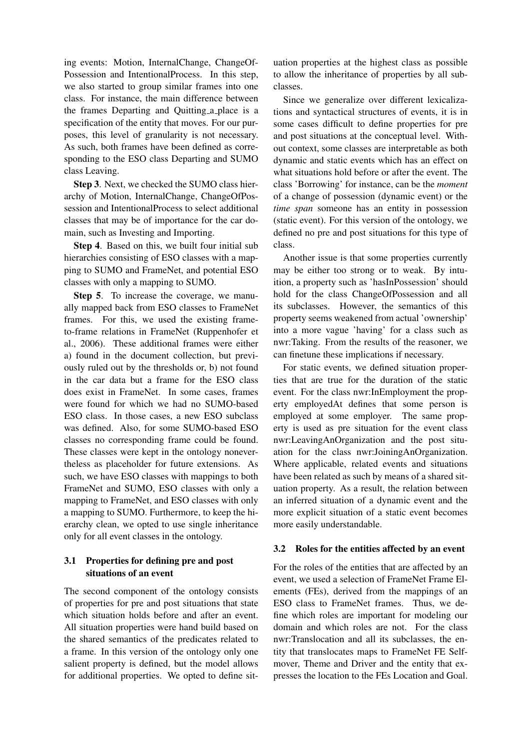ing events: Motion, InternalChange, ChangeOfPossession and IntentionalProcess. In this step, we also started to group similar frames into one class. For instance, the main difference between the frames Departing and Quitting_a_place is a specification of the entity that moves. For our purposes, this level of granularity is not necessary. As such, both frames have been defined as corresponding to the ESO class Departing and SUMO class Leaving.

**Step 3**. Next, we checked the SUMO class hierarchy of Motion, InternalChange, ChangeOfPossession and IntentionalProcess to select additional classes that may be of importance for the car domain, such as Investing and Importing.

**Step 4**. Based on this, we built four initial sub hierarchies consisting of ESO classes with a mapping to SUMO and FrameNet, and potential ESO classes with only a mapping to SUMO.

**Step 5**. To increase the coverage, we manually mapped back from ESO classes to FrameNet frames. For this, we used the existing frame-to-frame relations in FrameNet (Ruppenhofer et al., 2006). These additional frames were either a) found in the document collection, but previously ruled out by the thresholds or, b) not found in the car data but a frame for the ESO class does exist in FrameNet. In some cases, frames were found for which we had no SUMO-based ESO class. In those cases, a new ESO subclass was defined. Also, for some SUMO-based ESO classes no corresponding frame could be found. These classes were kept in the ontology nonevertheless as placeholder for future extensions. As such, we have ESO classes with mappings to both FrameNet and SUMO, ESO classes with only a mapping to FrameNet, and ESO classes with only a mapping to SUMO. Furthermore, to keep the hierarchy clean, we opted to use single inheritance only for all event classes in the ontology.

### 3.1 Properties for defining pre and post situations of an event

The second component of the ontology consists of properties for pre and post situations that state which situation holds before and after an event. All situation properties were hand build based on the shared semantics of the predicates related to a frame. In this version of the ontology only one salient property is defined, but the model allows for additional properties. We opted to define situation properties at the highest class as possible to allow the inheritance of properties by all subclasses.

Since we generalize over different lexicalizations and syntactical structures of events, it is in some cases difficult to define properties for pre and post situations at the conceptual level. Without context, some classes are interpretable as both dynamic and static events which has an effect on what situations hold before or after the event. The class 'Borrowing' for instance, can be the *moment* of a change of possession (dynamic event) or the *time span* someone has an entity in possession (static event). For this version of the ontology, we defined no pre and post situations for this type of class.

Another issue is that some properties currently may be either too strong or to weak. By intuition, a property such as 'hasInPossession' should hold for the class ChangeOfPossession and all its subclasses. However, the semantics of this property seems weakened from actual 'ownership' into a more vague 'having' for a class such as nwr:Taking. From the results of the reasoner, we can finetune these implications if necessary.

For static events, we defined situation properties that are true for the duration of the static event. For the class nwr:InEmployment the property employedAt defines that some person is employed at some employer. The same property is used as pre situation for the event class nwr:LeavingAnOrganization and the post situation for the class nwr:JoiningAnOrganization. Where applicable, related events and situations have been related as such by means of a shared situation property. As a result, the relation between an inferred situation of a dynamic event and the more explicit situation of a static event becomes more easily understandable.

### 3.2 Roles for the entities affected by an event

For the roles of the entities that are affected by an event, we used a selection of FrameNet Frame Elements (FEs), derived from the mappings of an ESO class to FrameNet frames. Thus, we define which roles are important for modeling our domain and which roles are not. For the class nwr:Translocation and all its subclasses, the entity that translocates maps to FrameNet FE Self-mover, Theme and Driver and the entity that expresses the location to the FEs Location and Goal.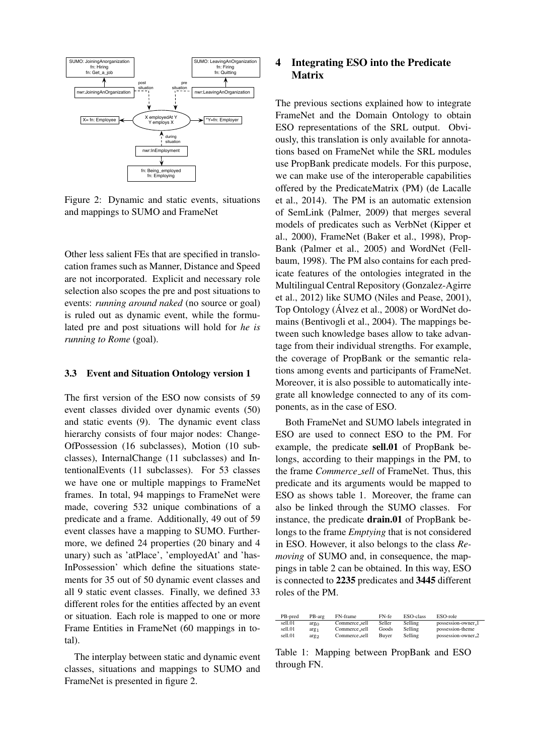Figure 2: Dynamic and static events, situations and mappings to SUMO and FrameNet

Other less salient FEs that are specified in translocation frames such as Manner, Distance and Speed are not incorporated. Explicit and necessary role selection also scopes the pre and post situations to events: *running around naked* (no source or goal) is ruled out as dynamic event, while the formulated pre and post situations will hold for *he is running to Rome* (goal).

### 3.3 Event and Situation Ontology version 1

The first version of the ESO now consists of 59 event classes divided over dynamic events (50) and static events (9). The dynamic event class hierarchy consists of four major nodes: Change-OfPossession (16 subclasses), Motion (10 subclasses), InternalChange (11 subclasses) and IntentionalEvents (11 subclasses). For 53 classes we have one or multiple mappings to FrameNet frames. In total, 94 mappings to FrameNet were made, covering 532 unique combinations of a predicate and a frame. Additionally, 49 out of 59 event classes have a mapping to SUMO. Furthermore, we defined 24 properties (20 binary and 4 unary) such as 'atPlace', 'employedAt' and 'hasInPossession' which define the situations statements for 35 out of 50 dynamic event classes and all 9 static event classes. Finally, we defined 33 different roles for the entities affected by an event or situation. Each role is mapped to one or more Frame Entities in FrameNet (60 mappings in total).

The interplay between static and dynamic event classes, situations and mappings to SUMO and FrameNet is presented in figure 2.

## 4 Integrating ESO into the Predicate Matrix

The previous sections explained how to integrate FrameNet and the Domain Ontology to obtain ESO representations of the SRL output. Obviously, this translation is only available for annotations based on FrameNet while the SRL modules use PropBank predicate models. For this purpose, we can make use of the interoperable capabilities offered by the PredicateMatrix (PM) (de Lacalle et al., 2014). The PM is an automatic extension of SemLink (Palmer, 2009) that merges several models of predicates such as VerbNet (Kipper et al., 2000), FrameNet (Baker et al., 1998), PropBank (Palmer et al., 2005) and WordNet (Fellbaum, 1998). The PM also contains for each predicate features of the ontologies integrated in the Multilingual Central Repository (Gonzalez-Agirre et al., 2012) like SUMO (Niles and Pease, 2001), Top Ontology (Álvez et al., 2008) or WordNet domains (Bentivogli et al., 2004). The mappings between such knowledge bases allow to take advantage from their individual strengths. For example, the coverage of PropBank or the semantic relations among events and participants of FrameNet. Moreover, it is also possible to automatically integrate all knowledge connected to any of its components, as in the case of ESO.

Both FrameNet and SUMO labels integrated in ESO are used to connect ESO to the PM. For example, the predicate **sell.01** of PropBank belongs, according to their mappings in the PM, to the frame *Commerce_sell* of FrameNet. Thus, this predicate and its arguments would be mapped to ESO as shows table 1. Moreover, the frame can also be linked through the SUMO classes. For instance, the predicate **drain.01** of PropBank belongs to the frame *Emptying* that is not considered in ESO. However, it also belongs to the class *Removing* of SUMO and, in consequence, the mappings in table 2 can be obtained. In this way, ESO is connected to **2235** predicates and **3445** different roles of the PM.

| PB-pred | PB-arg | FN-frame | FN-fe | ESO-class | ESO-role |
|---|---|---|---|---|---|
| sell.01 | $arg_0$ | Commerce_sell | Seller | Selling | possession-owner_1 |
| sell.01 | $arg_1$ | Commerce_sell | Goods | Selling | possession-theme |
| sell.01 | $arg_2$ | Commerce_sell | Buyer | Selling | possession-owner_2 |

Table 1: Mapping between PropBank and ESO through FN.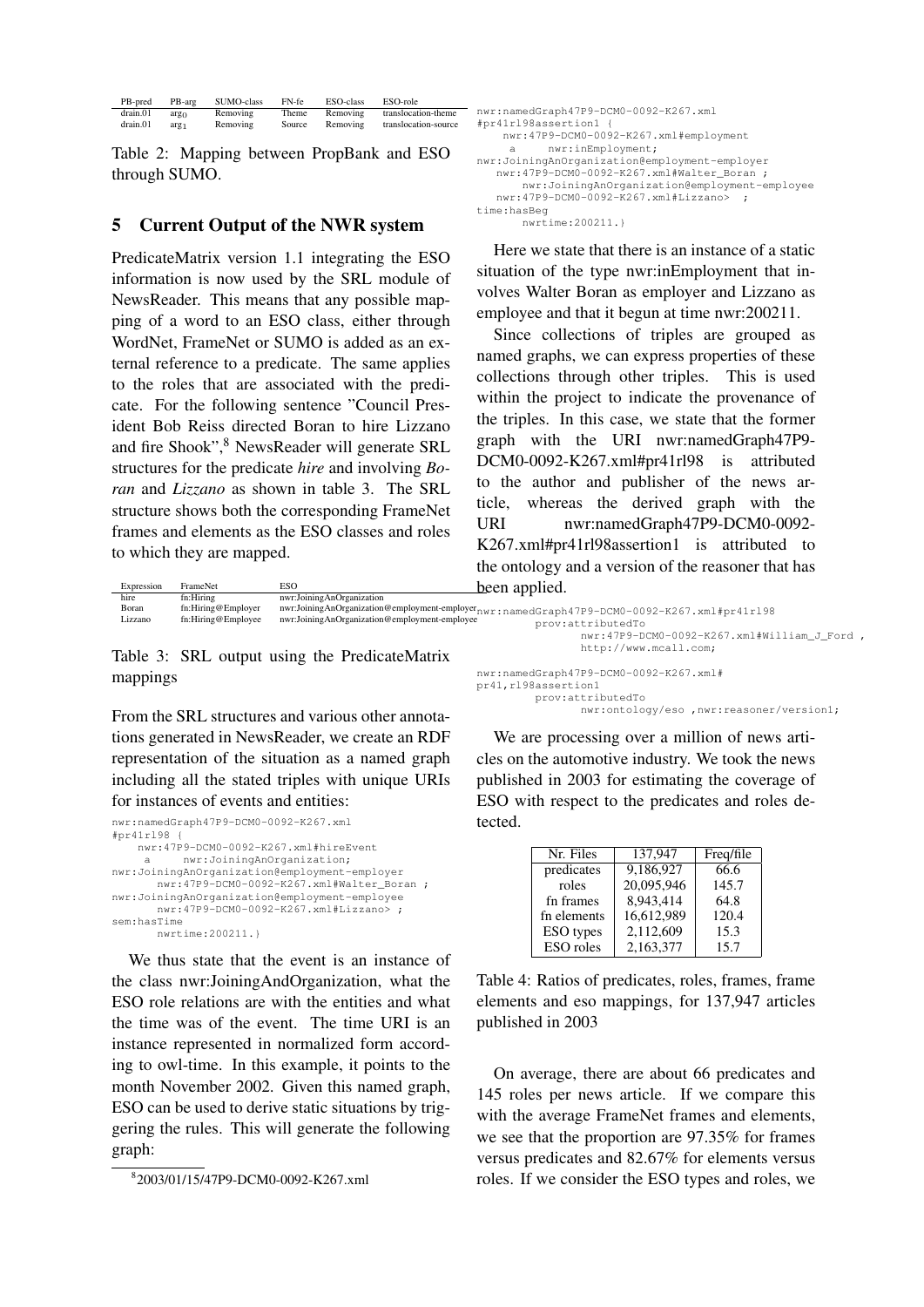| PB-pred | PB-arg | SUMO-class | FN-fe | ESO-class | ESO-role |
|---|---|---|---|---|---|
| drain.01 | $arg_0$ | Removing | Theme | Removing | translocation-theme |
| drain.01 | $arg_1$ | Removing | Source | Removing | translocation-source |

Table 2: Mapping between PropBank and ESO through SUMO.

## 5 Current Output of the NWR system

PredicateMatrix version 1.1 integrating the ESO information is now used by the SRL module of NewsReader. This means that any possible mapping of a word to an ESO class, either through WordNet, FrameNet or SUMO is added as an external reference to a predicate. The same applies to the roles that are associated with the predicate. For the following sentence "Council President Bob Reiss directed Boran to hire Lizzano and fire Shook",[8] NewsReader will generate SRL structures for the predicate *hire* and involving *Boran* and *Lizzano* as shown in table 3. The SRL structure shows both the corresponding FrameNet frames and elements as the ESO classes and roles to which they are mapped.

| Expression | FrameNet | ESO |
|---|---|---|
| hire | fn:Hiring | nwr:JoiningAnOrganization |
| Boran | fn:Hiring@Employer | nwr:JoiningAnOrganization@employment-employer |
| Lizzano | fn:Hiring@Employee | nwr:JoiningAnOrganization@employment-employee |

Table 3: SRL output using the PredicateMatrix mappings

From the SRL structures and various other annotations generated in NewsReader, we create an RDF representation of the situation as a named graph including all the stated triples with unique URIs for instances of events and entities:

```
nwr:namedGraph47P9-DCM0-0092-K267.xml
#pr41rl98 {
    nwr:47P9-DCM0-0092-K267.xml#hireEvent
     a      nwr:JoiningAnOrganization;
nwr:JoiningAnOrganization@employment-employer
       nwr:47P9-DCM0-0092-K267.xml#Walter_Boran ;
nwr:JoiningAnOrganization@employment-employee
       nwr:47P9-DCM0-0092-K267.xml#Lizzano> ;
sem:hasTime
       nwrtime:200211.}
```

We thus state that the event is an instance of the class nwr:JoiningAndOrganization, what the ESO role relations are with the entities and what the time was of the event. The time URI is an instance represented in normalized form according to owl-time. In this example, it points to the month November 2002. Given this named graph, ESO can be used to derive static situations by triggering the rules. This will generate the following graph:

```
nwr:namedGraph47P9-DCM0-0092-K267.xml
#pr41rl98assertion1 {
    nwr:47P9-DCM0-0092-K267.xml#employment
     a      nwr:inEmployment;
nwr:JoiningAnOrganization@employment-employer
    nwr:47P9-DCM0-0092-K267.xml#Walter_Boran ;
       nwr:JoiningAnOrganization@employment-employee
    nwr:47P9-DCM0-0092-K267.xml#Lizzano>  ;
time:hasBeg
       nwrtime:200211.}
```

Here we state that there is an instance of a static situation of the type nwr:inEmployment that involves Walter Boran as employer and Lizzano as employee and that it begun at time nwr:200211.

Since collections of triples are grouped as named graphs, we can express properties of these collections through other triples. This is used within the project to indicate the provenance of the triples. In this case, we state that the former graph with the URI nwr:namedGraph47P9-DCM0-0092-K267.xml#pr41rl98 is attributed to the author and publisher of the news article, whereas the derived graph with the URI nwr:namedGraph47P9-DCM0-0092-K267.xml#pr41rl98assertion1 is attributed to the ontology and a version of the reasoner that has been applied.

```
nwr:namedGraph47P9-DCM0-0092-K267.xml#pr41rl98
        prov:attributedTo
              nwr:47P9-DCM0-0092-K267.xml#William_J_Ford ,
              http://www.mcall.com;

nwr:namedGraph47P9-DCM0-0092-K267.xml#
pr41,rl98assertion1
        prov:attributedTo
              nwr:ontology/eso ,nwr:reasoner/version1;
```

We are processing over a million of news articles on the automotive industry. We took the news published in 2003 for estimating the coverage of ESO with respect to the predicates and roles detected.

| Nr. Files | 137,947 | Freq/file |
|---|---|---|
| predicates | 9,186,927 | 66.6 |
| roles | 20,095,946 | 145.7 |
| fn frames | 8,943,414 | 64.8 |
| fn elements | 16,612,989 | 120.4 |
| ESO types | 2,112,609 | 15.3 |
| ESO roles | 2,163,377 | 15.7 |

Table 4: Ratios of predicates, roles, frames, frame elements and eso mappings, for 137,947 articles published in 2003

On average, there are about 66 predicates and 145 roles per news article. If we compare this with the average FrameNet frames and elements, we see that the proportion are 97.35% for frames versus predicates and 82.67% for elements versus roles. If we consider the ESO types and roles, we

[8] 2003/01/15/47P9-DCM0-0092-K267.xml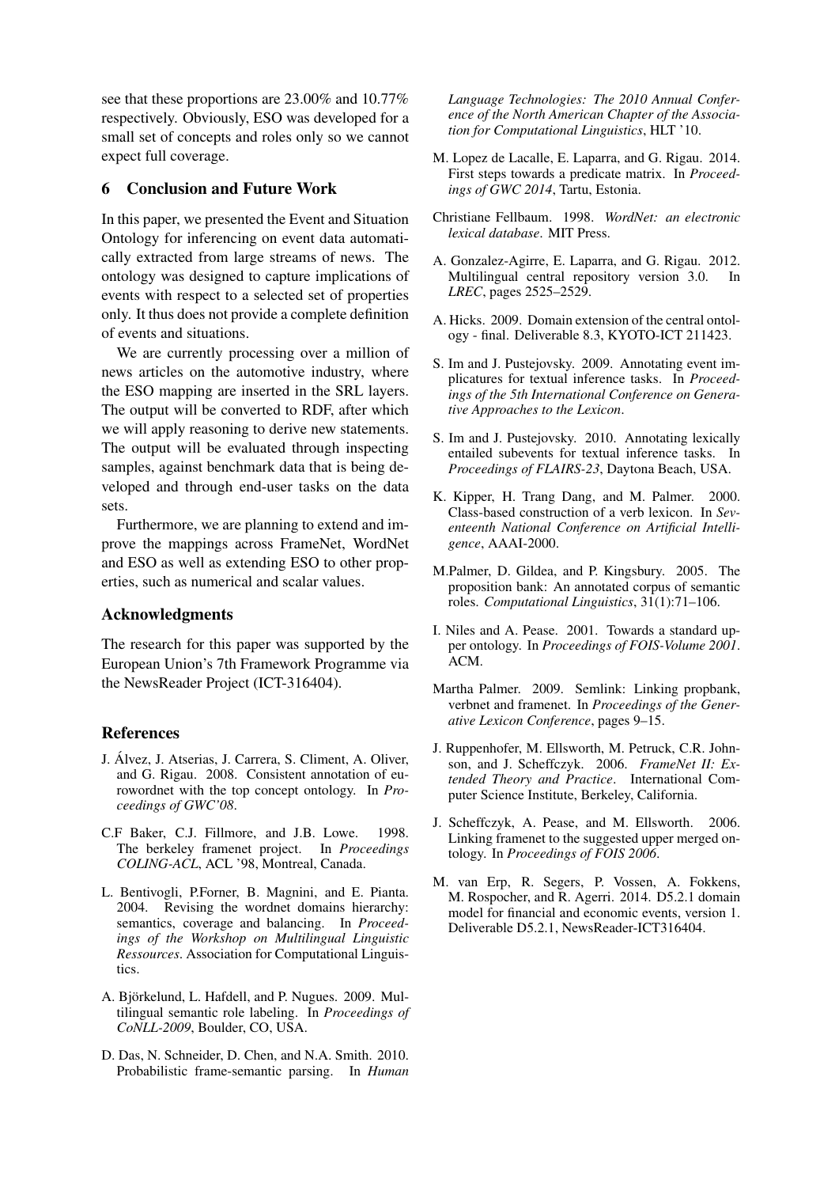see that these proportions are 23.00% and 10.77% respectively. Obviously, ESO was developed for a small set of concepts and roles only so we cannot expect full coverage.

## 6 Conclusion and Future Work

In this paper, we presented the Event and Situation Ontology for inferencing on event data automatically extracted from large streams of news. The ontology was designed to capture implications of events with respect to a selected set of properties only. It thus does not provide a complete definition of events and situations.

We are currently processing over a million of news articles on the automotive industry, where the ESO mapping are inserted in the SRL layers. The output will be converted to RDF, after which we will apply reasoning to derive new statements. The output will be evaluated through inspecting samples, against benchmark data that is being developed and through end-user tasks on the data sets.

Furthermore, we are planning to extend and improve the mappings across FrameNet, WordNet and ESO as well as extending ESO to other properties, such as numerical and scalar values.

## Acknowledgments

The research for this paper was supported by the European Union's 7th Framework Programme via the NewsReader Project (ICT-316404).

## References

J. Álvez, J. Atserias, J. Carrera, S. Climent, A. Oliver, and G. Rigau. 2008. Consistent annotation of eurowordnet with the top concept ontology. In *Proceedings of GWC'08*.

C.F Baker, C.J. Fillmore, and J.B. Lowe. 1998. The berkeley framenet project. In *Proceedings COLING-ACL*, ACL '98, Montreal, Canada.

L. Bentivogli, P.Forner, B. Magnini, and E. Pianta. 2004. Revising the wordnet domains hierarchy: semantics, coverage and balancing. In *Proceedings of the Workshop on Multilingual Linguistic Ressources*. Association for Computational Linguistics.

A. Björkelund, L. Hafdell, and P. Nugues. 2009. Multilingual semantic role labeling. In *Proceedings of CoNLL-2009*, Boulder, CO, USA.

D. Das, N. Schneider, D. Chen, and N.A. Smith. 2010. Probabilistic frame-semantic parsing. In *Human Language Technologies: The 2010 Annual Conference of the North American Chapter of the Association for Computational Linguistics*, HLT '10.

M. Lopez de Lacalle, E. Laparra, and G. Rigau. 2014. First steps towards a predicate matrix. In *Proceedings of GWC 2014*, Tartu, Estonia.

Christiane Fellbaum. 1998. *WordNet: an electronic lexical database*. MIT Press.

A. Gonzalez-Agirre, E. Laparra, and G. Rigau. 2012. Multilingual central repository version 3.0. In *LREC*, pages 2525–2529.

A. Hicks. 2009. Domain extension of the central ontology - final. Deliverable 8.3, KYOTO-ICT 211423.

S. Im and J. Pustejovsky. 2009. Annotating event implicatures for textual inference tasks. In *Proceedings of the 5th International Conference on Generative Approaches to the Lexicon*.

S. Im and J. Pustejovsky. 2010. Annotating lexically entailed subevents for textual inference tasks. In *Proceedings of FLAIRS-23*, Daytona Beach, USA.

K. Kipper, H. Trang Dang, and M. Palmer. 2000. Class-based construction of a verb lexicon. In *Seventeenth National Conference on Artificial Intelligence*, AAAI-2000.

M.Palmer, D. Gildea, and P. Kingsbury. 2005. The proposition bank: An annotated corpus of semantic roles. *Computational Linguistics*, 31(1):71–106.

I. Niles and A. Pease. 2001. Towards a standard upper ontology. In *Proceedings of FOIS-Volume 2001*. ACM.

Martha Palmer. 2009. Semlink: Linking propbank, verbnet and framenet. In *Proceedings of the Generative Lexicon Conference*, pages 9–15.

J. Ruppenhofer, M. Ellsworth, M. Petruck, C.R. Johnson, and J. Scheffczyk. 2006. *FrameNet II: Extended Theory and Practice*. International Computer Science Institute, Berkeley, California.

J. Scheffczyk, A. Pease, and M. Ellsworth. 2006. Linking framenet to the suggested upper merged ontology. In *Proceedings of FOIS 2006*.

M. van Erp, R. Segers, P. Vossen, A. Fokkens, M. Rospocher, and R. Agerri. 2014. D5.2.1 domain model for financial and economic events, version 1. Deliverable D5.2.1, NewsReader-ICT316404.